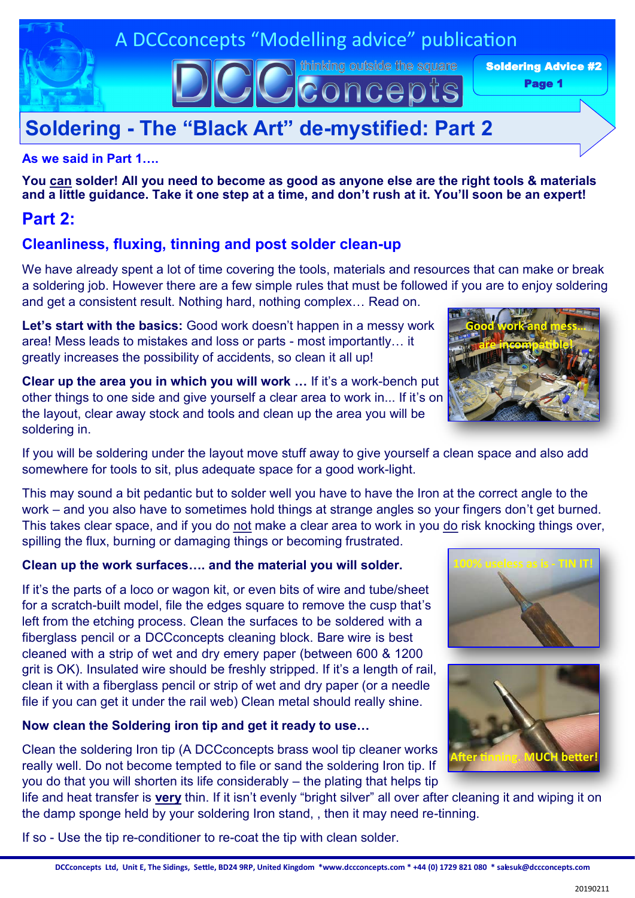A DCCconcepts "Modelling advice" publication

Soldering Advice #2
Page 1

# Soldering - The "Black Art" de-mystified: Part 2

**As we said in Part 1….**

**You can solder! All you need to become as good as anyone else are the right tools & materials and a little guidance. Take it one step at a time, and don't rush at it. You'll soon be an expert!**

## Part 2:

### Cleanliness, fluxing, tinning and post solder clean-up

We have already spent a lot of time covering the tools, materials and resources that can make or break a soldering job. However there are a few simple rules that must be followed if you are to enjoy soldering and get a consistent result. Nothing hard, nothing complex… Read on.

**Let's start with the basics:** Good work doesn't happen in a messy work area! Mess leads to mistakes and loss or parts - most importantly… it greatly increases the possibility of accidents, so clean it all up!

**Clear up the area you in which you will work …** If it's a work-bench put other things to one side and give yourself a clear area to work in... If it's on the layout, clear away stock and tools and clean up the area you will be soldering in.

If you will be soldering under the layout move stuff away to give yourself a clean space and also add somewhere for tools to sit, plus adequate space for a good work-light.

This may sound a bit pedantic but to solder well you have to have the Iron at the correct angle to the work – and you also have to sometimes hold things at strange angles so your fingers don't get burned. This takes clear space, and if you do not make a clear area to work in you do risk knocking things over, spilling the flux, burning or damaging things or becoming frustrated.

Good work and mess... are incompatible!

**Clean up the work surfaces…. and the material you will solder.**

If it's the parts of a loco or wagon kit, or even bits of wire and tube/sheet for a scratch-built model, file the edges square to remove the cusp that's left from the etching process. Clean the surfaces to be soldered with a fiberglass pencil or a DCCconcepts cleaning block. Bare wire is best cleaned with a strip of wet and dry emery paper (between 600 & 1200 grit is OK). Insulated wire should be freshly stripped. If it's a length of rail, clean it with a fiberglass pencil or strip of wet and dry paper (or a needle file if you can get it under the rail web) Clean metal should really shine.

100% useless as is - TIN IT!

**Now clean the Soldering iron tip and get it ready to use…**

Clean the soldering Iron tip (A DCCconcepts brass wool tip cleaner works really well. Do not become tempted to file or sand the soldering Iron tip. If you do that you will shorten its life considerably – the plating that helps tip life and heat transfer is **very** thin. If it isn't evenly "bright silver" all over after cleaning it and wiping it on the damp sponge held by your soldering Iron stand, , then it may need re-tinning.

After tinning. MUCH better!

If so - Use the tip re-conditioner to re-coat the tip with clean solder.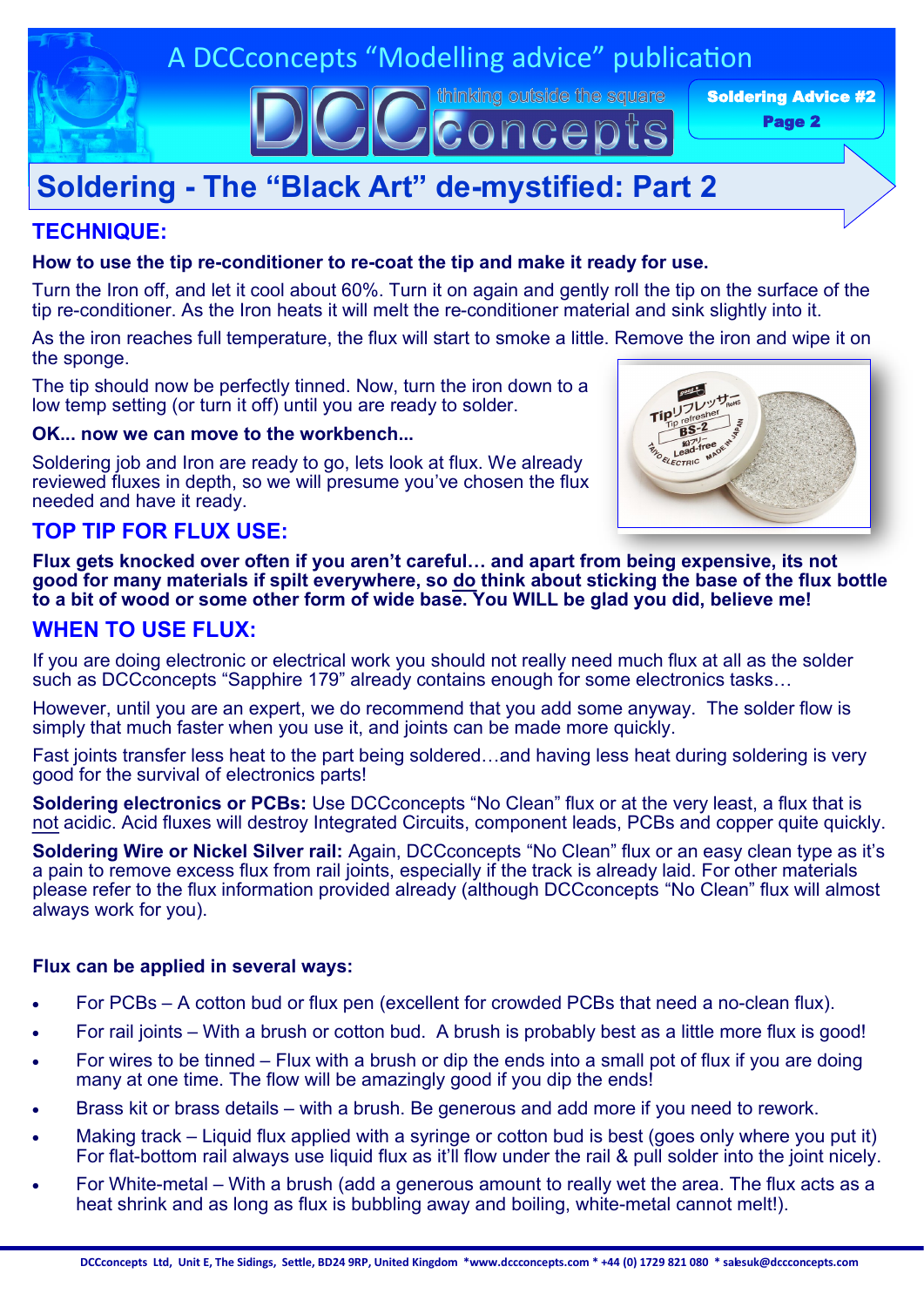# Soldering - The "Black Art" de-mystified: Part 2

## TECHNIQUE:

**How to use the tip re-conditioner to re-coat the tip and make it ready for use.**

Turn the Iron off, and let it cool about 60%. Turn it on again and gently roll the tip on the surface of the tip re-conditioner. As the Iron heats it will melt the re-conditioner material and sink slightly into it.

As the iron reaches full temperature, the flux will start to smoke a little. Remove the iron and wipe it on the sponge.

The tip should now be perfectly tinned. Now, turn the iron down to a low temp setting (or turn it off) until you are ready to solder.

**OK... now we can move to the workbench...**

Soldering job and Iron are ready to go, lets look at flux. We already reviewed fluxes in depth, so we will presume you've chosen the flux needed and have it ready.

## TOP TIP FOR FLUX USE:

**Flux gets knocked over often if you aren't careful… and apart from being expensive, its not good for many materials if spilt everywhere, so do think about sticking the base of the flux bottle to a bit of wood or some other form of wide base. You WILL be glad you did, believe me!**

## WHEN TO USE FLUX:

If you are doing electronic or electrical work you should not really need much flux at all as the solder such as DCCconcepts "Sapphire 179" already contains enough for some electronics tasks…

However, until you are an expert, we do recommend that you add some anyway. The solder flow is simply that much faster when you use it, and joints can be made more quickly.

Fast joints transfer less heat to the part being soldered…and having less heat during soldering is very good for the survival of electronics parts!

**Soldering electronics or PCBs:** Use DCCconcepts "No Clean" flux or at the very least, a flux that is not acidic. Acid fluxes will destroy Integrated Circuits, component leads, PCBs and copper quite quickly.

**Soldering Wire or Nickel Silver rail:** Again, DCCconcepts "No Clean" flux or an easy clean type as it's a pain to remove excess flux from rail joints, especially if the track is already laid. For other materials please refer to the flux information provided already (although DCCconcepts "No Clean" flux will almost always work for you).

**Flux can be applied in several ways:**

- For PCBs – A cotton bud or flux pen (excellent for crowded PCBs that need a no-clean flux).
- For rail joints – With a brush or cotton bud. A brush is probably best as a little more flux is good!
- For wires to be tinned – Flux with a brush or dip the ends into a small pot of flux if you are doing many at one time. The flow will be amazingly good if you dip the ends!
- Brass kit or brass details – with a brush. Be generous and add more if you need to rework.
- Making track – Liquid flux applied with a syringe or cotton bud is best (goes only where you put it) For flat-bottom rail always use liquid flux as it'll flow under the rail & pull solder into the joint nicely.
- For White-metal – With a brush (add a generous amount to really wet the area. The flux acts as a heat shrink and as long as flux is bubbling away and boiling, white-metal cannot melt!).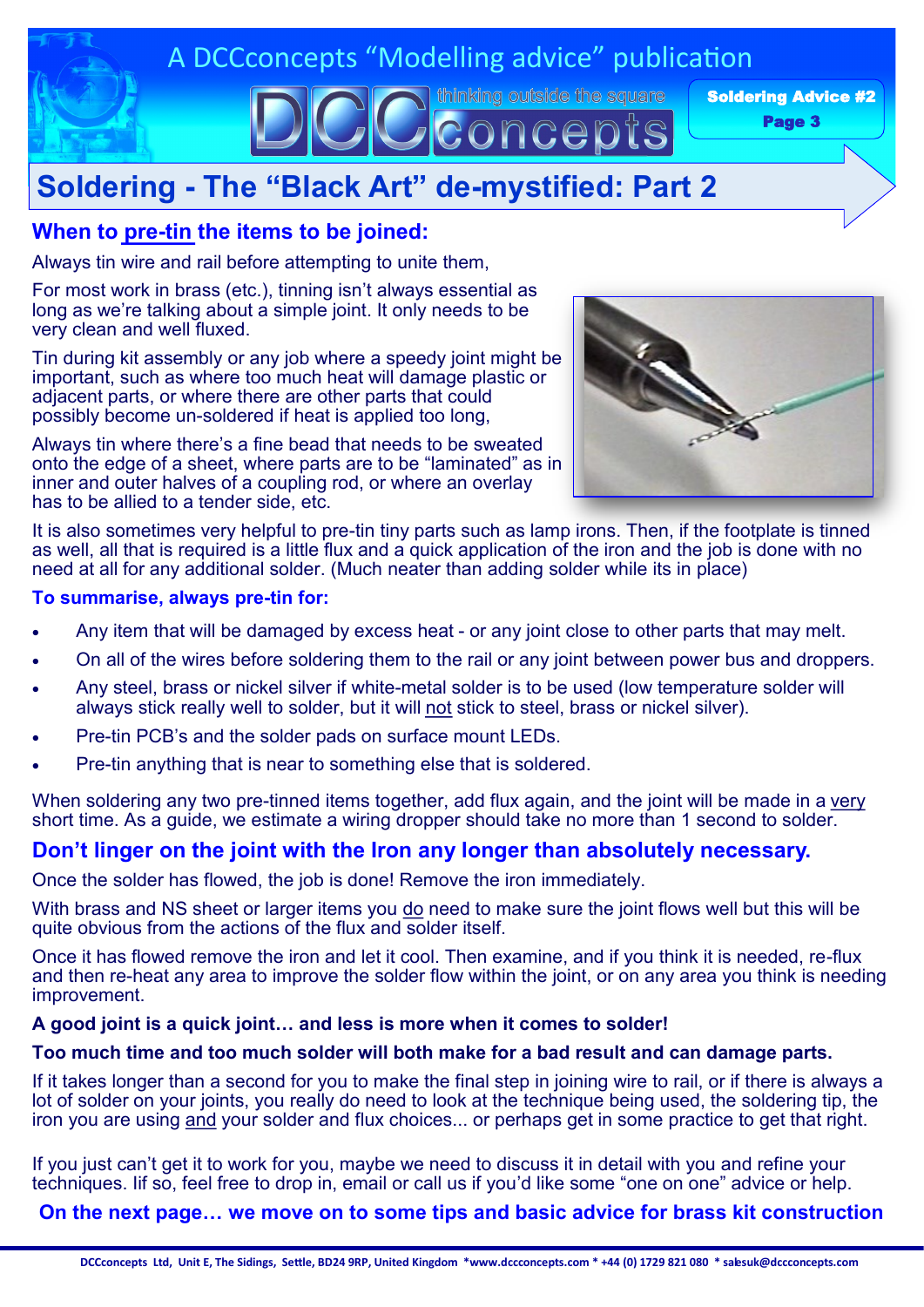A DCCconcepts "Modelling advice" publication

Soldering Advice #2

# Soldering - The "Black Art" de-mystified: Part 2

## When to pre-tin the items to be joined:

Always tin wire and rail before attempting to unite them,

For most work in brass (etc.), tinning isn't always essential as long as we're talking about a simple joint. It only needs to be very clean and well fluxed.

Tin during kit assembly or any job where a speedy joint might be important, such as where too much heat will damage plastic or adjacent parts, or where there are other parts that could possibly become un-soldered if heat is applied too long,

Always tin where there's a fine bead that needs to be sweated onto the edge of a sheet, where parts are to be "laminated" as in inner and outer halves of a coupling rod, or where an overlay has to be allied to a tender side, etc.

It is also sometimes very helpful to pre-tin tiny parts such as lamp irons. Then, if the footplate is tinned as well, all that is required is a little flux and a quick application of the iron and the job is done with no need at all for any additional solder. (Much neater than adding solder while its in place)

**To summarise, always pre-tin for:**

- Any item that will be damaged by excess heat - or any joint close to other parts that may melt.
- On all of the wires before soldering them to the rail or any joint between power bus and droppers.
- Any steel, brass or nickel silver if white-metal solder is to be used (low temperature solder will always stick really well to solder, but it will not stick to steel, brass or nickel silver).
- Pre-tin PCB's and the solder pads on surface mount LEDs.
- Pre-tin anything that is near to something else that is soldered.

When soldering any two pre-tinned items together, add flux again, and the joint will be made in a very short time. As a guide, we estimate a wiring dropper should take no more than 1 second to solder.

## Don't linger on the joint with the Iron any longer than absolutely necessary.

Once the solder has flowed, the job is done! Remove the iron immediately.

With brass and NS sheet or larger items you do need to make sure the joint flows well but this will be quite obvious from the actions of the flux and solder itself.

Once it has flowed remove the iron and let it cool. Then examine, and if you think it is needed, re-flux and then re-heat any area to improve the solder flow within the joint, or on any area you think is needing improvement.

**A good joint is a quick joint… and less is more when it comes to solder!**

**Too much time and too much solder will both make for a bad result and can damage parts.**

If it takes longer than a second for you to make the final step in joining wire to rail, or if there is always a lot of solder on your joints, you really do need to look at the technique being used, the soldering tip, the iron you are using and your solder and flux choices... or perhaps get in some practice to get that right.

If you just can't get it to work for you, maybe we need to discuss it in detail with you and refine your techniques. Iif so, feel free to drop in, email or call us if you'd like some "one on one" advice or help.

**On the next page… we move on to some tips and basic advice for brass kit construction**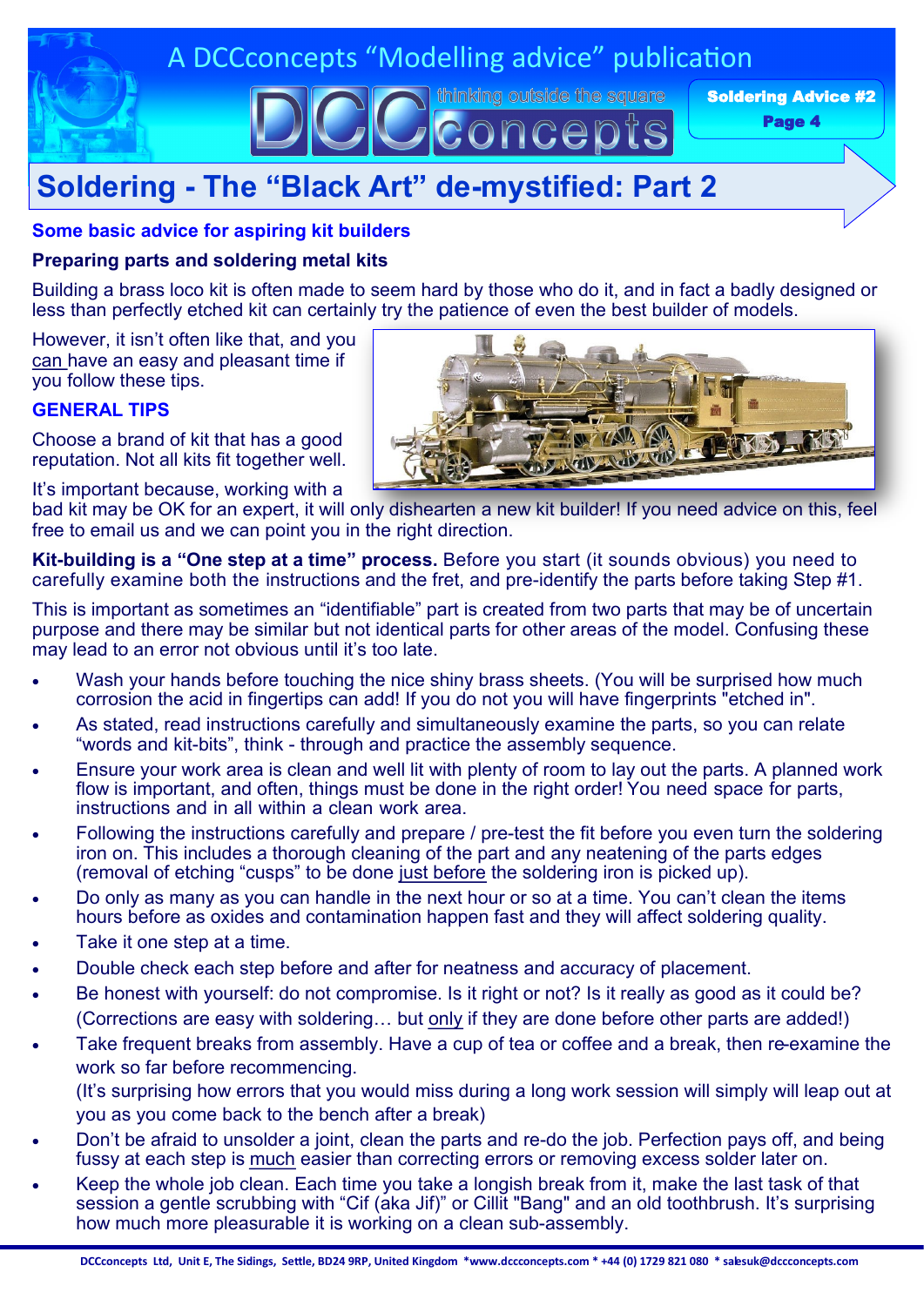# Soldering - The "Black Art" de-mystified: Part 2

### Some basic advice for aspiring kit builders

**Preparing parts and soldering metal kits**

Building a brass loco kit is often made to seem hard by those who do it, and in fact a badly designed or less than perfectly etched kit can certainly try the patience of even the best builder of models.

However, it isn't often like that, and you can have an easy and pleasant time if you follow these tips.

### GENERAL TIPS

Choose a brand of kit that has a good reputation. Not all kits fit together well.

It's important because, working with a bad kit may be OK for an expert, it will only dishearten a new kit builder! If you need advice on this, feel free to email us and we can point you in the right direction.

**Kit-building is a "One step at a time" process.** Before you start (it sounds obvious) you need to carefully examine both the instructions and the fret, and pre-identify the parts before taking Step #1.

This is important as sometimes an "identifiable" part is created from two parts that may be of uncertain purpose and there may be similar but not identical parts for other areas of the model. Confusing these may lead to an error not obvious until it's too late.

- Wash your hands before touching the nice shiny brass sheets. (You will be surprised how much corrosion the acid in fingertips can add! If you do not you will have fingerprints "etched in".
- As stated, read instructions carefully and simultaneously examine the parts, so you can relate "words and kit-bits", think - through and practice the assembly sequence.
- Ensure your work area is clean and well lit with plenty of room to lay out the parts. A planned work flow is important, and often, things must be done in the right order! You need space for parts, instructions and in all within a clean work area.
- Following the instructions carefully and prepare / pre-test the fit before you even turn the soldering iron on. This includes a thorough cleaning of the part and any neatening of the parts edges (removal of etching "cusps" to be done just before the soldering iron is picked up).
- Do only as many as you can handle in the next hour or so at a time. You can't clean the items hours before as oxides and contamination happen fast and they will affect soldering quality.
- Take it one step at a time.
- Double check each step before and after for neatness and accuracy of placement.
- Be honest with yourself: do not compromise. Is it right or not? Is it really as good as it could be? (Corrections are easy with soldering… but only if they are done before other parts are added!)
- Take frequent breaks from assembly. Have a cup of tea or coffee and a break, then re-examine the work so far before recommencing.
  (It's surprising how errors that you would miss during a long work session will simply will leap out at you as you come back to the bench after a break)
- Don't be afraid to unsolder a joint, clean the parts and re-do the job. Perfection pays off, and being fussy at each step is much easier than correcting errors or removing excess solder later on.
- Keep the whole job clean. Each time you take a longish break from it, make the last task of that session a gentle scrubbing with "Cif (aka Jif)" or Cillit "Bang" and an old toothbrush. It's surprising how much more pleasurable it is working on a clean sub-assembly.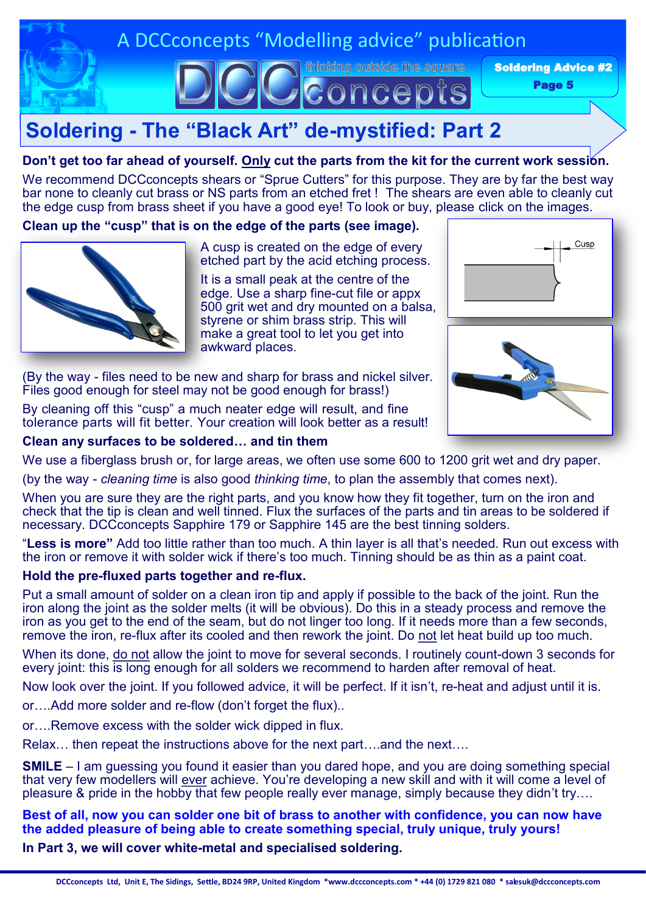A DCCconcepts "Modelling advice" publication

Soldering Advice #2

# Soldering - The "Black Art" de-mystified: Part 2

**Don't get too far ahead of yourself. Only cut the parts from the kit for the current work session.**

We recommend DCCconcepts shears or "Sprue Cutters" for this purpose. They are by far the best way bar none to cleanly cut brass or NS parts from an etched fret ! The shears are even able to cleanly cut the edge cusp from brass sheet if you have a good eye! To look or buy, please click on the images.

**Clean up the "cusp" that is on the edge of the parts (see image).**

A cusp is created on the edge of every etched part by the acid etching process.

It is a small peak at the centre of the edge. Use a sharp fine-cut file or appx 500 grit wet and dry mounted on a balsa, styrene or shim brass strip. This will make a great tool to let you get into awkward places.

Cusp

(By the way - files need to be new and sharp for brass and nickel silver. Files good enough for steel may not be good enough for brass!)

By cleaning off this "cusp" a much neater edge will result, and fine tolerance parts will fit better. Your creation will look better as a result!

**Clean any surfaces to be soldered… and tin them**

We use a fiberglass brush or, for large areas, we often use some 600 to 1200 grit wet and dry paper.

(by the way - *cleaning time* is also good *thinking time*, to plan the assembly that comes next).

When you are sure they are the right parts, and you know how they fit together, turn on the iron and check that the tip is clean and well tinned. Flux the surfaces of the parts and tin areas to be soldered if necessary. DCCconcepts Sapphire 179 or Sapphire 145 are the best tinning solders.

"**Less is more"** Add too little rather than too much. A thin layer is all that's needed. Run out excess with the iron or remove it with solder wick if there's too much. Tinning should be as thin as a paint coat.

**Hold the pre-fluxed parts together and re-flux.**

Put a small amount of solder on a clean iron tip and apply if possible to the back of the joint. Run the iron along the joint as the solder melts (it will be obvious). Do this in a steady process and remove the iron as you get to the end of the seam, but do not linger too long. If it needs more than a few seconds, remove the iron, re-flux after its cooled and then rework the joint. Do not let heat build up too much.

When its done, do not allow the joint to move for several seconds. I routinely count-down 3 seconds for every joint: this is long enough for all solders we recommend to harden after removal of heat.

Now look over the joint. If you followed advice, it will be perfect. If it isn't, re-heat and adjust until it is.

or….Add more solder and re-flow (don't forget the flux)..

or….Remove excess with the solder wick dipped in flux.

Relax… then repeat the instructions above for the next part….and the next….

**SMILE** – I am guessing you found it easier than you dared hope, and you are doing something special that very few modellers will ever achieve. You're developing a new skill and with it will come a level of pleasure & pride in the hobby that few people really ever manage, simply because they didn't try….

**Best of all, now you can solder one bit of brass to another with confidence, you can now have the added pleasure of being able to create something special, truly unique, truly yours!**

**In Part 3, we will cover white-metal and specialised soldering.**

DCCconcepts Ltd, Unit E, The Sidings, Settle, BD24 9RP, United Kingdom *www.dccconcepts.com * +44 (0) 1729 821 080 * salesuk@dccconcepts.com